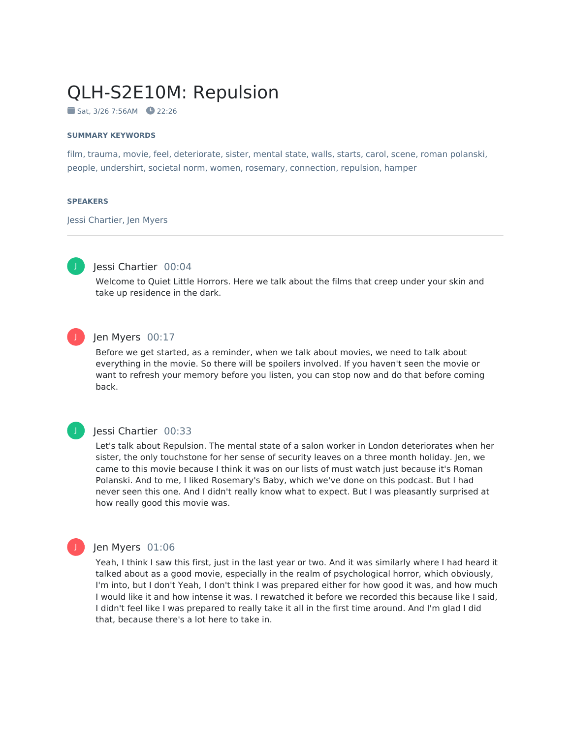# QLH-S2E10M: Repulsion

Sat, 3/26 7:56AM   22:26

**SUMMARY KEYWORDS**

film, trauma, movie, feel, deteriorate, sister, mental state, walls, starts, carol, scene, roman polanski, people, undershirt, societal norm, women, rosemary, connection, repulsion, hamper

**SPEAKERS**

Jessi Chartier, Jen Myers

---

**Jessi Chartier** 00:04

Welcome to Quiet Little Horrors. Here we talk about the films that creep under your skin and take up residence in the dark.

**Jen Myers** 00:17

Before we get started, as a reminder, when we talk about movies, we need to talk about everything in the movie. So there will be spoilers involved. If you haven't seen the movie or want to refresh your memory before you listen, you can stop now and do that before coming back.

**Jessi Chartier** 00:33

Let's talk about Repulsion. The mental state of a salon worker in London deteriorates when her sister, the only touchstone for her sense of security leaves on a three month holiday. Jen, we came to this movie because I think it was on our lists of must watch just because it's Roman Polanski. And to me, I liked Rosemary's Baby, which we've done on this podcast. But I had never seen this one. And I didn't really know what to expect. But I was pleasantly surprised at how really good this movie was.

**Jen Myers** 01:06

Yeah, I think I saw this first, just in the last year or two. And it was similarly where I had heard it talked about as a good movie, especially in the realm of psychological horror, which obviously, I'm into, but I don't Yeah, I don't think I was prepared either for how good it was, and how much I would like it and how intense it was. I rewatched it before we recorded this because like I said, I didn't feel like I was prepared to really take it all in the first time around. And I'm glad I did that, because there's a lot here to take in.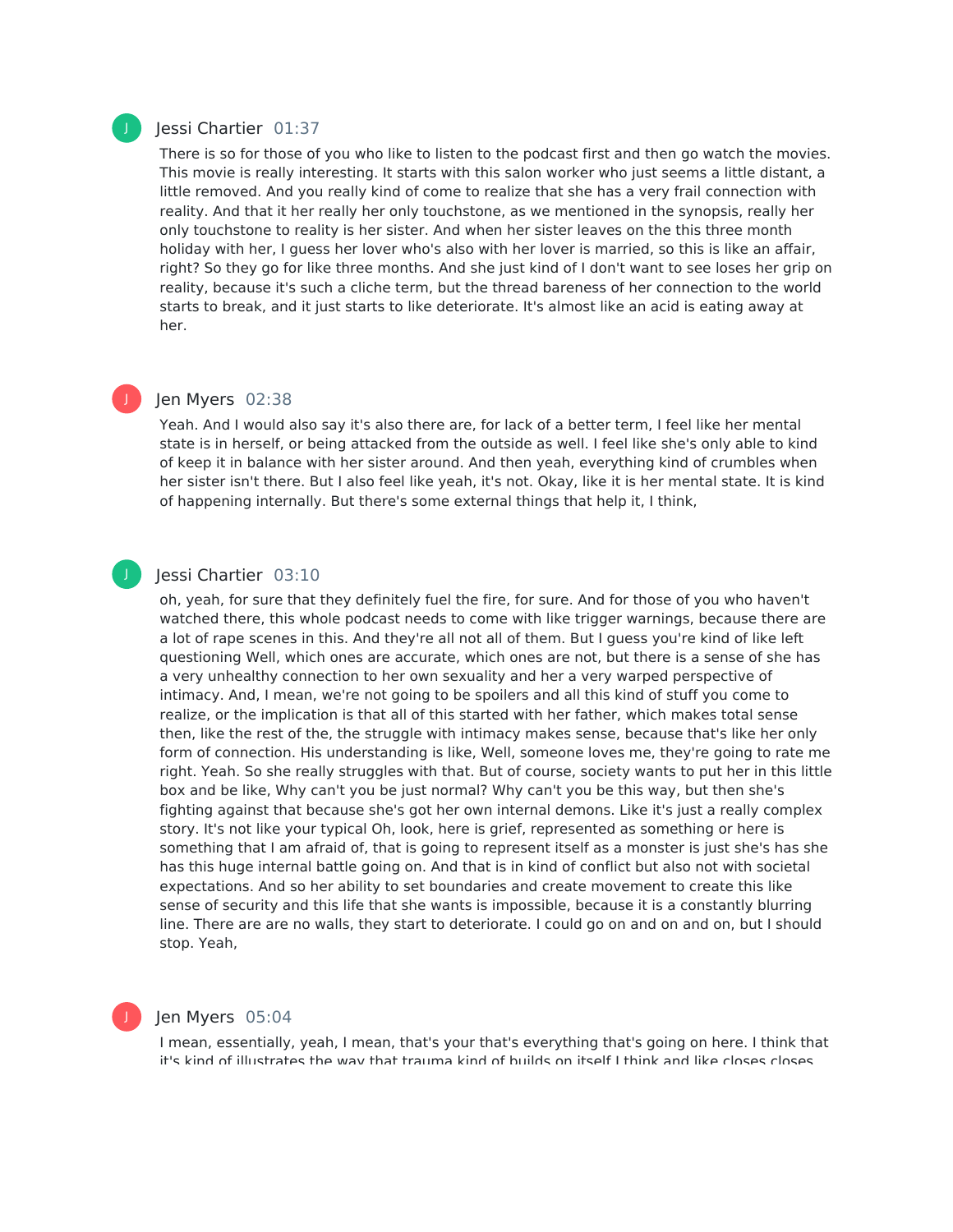**Jessi Chartier** 01:37

There is so for those of you who like to listen to the podcast first and then go watch the movies. This movie is really interesting. It starts with this salon worker who just seems a little distant, a little removed. And you really kind of come to realize that she has a very frail connection with reality. And that it her really her only touchstone, as we mentioned in the synopsis, really her only touchstone to reality is her sister. And when her sister leaves on the this three month holiday with her, I guess her lover who's also with her lover is married, so this is like an affair, right? So they go for like three months. And she just kind of I don't want to see loses her grip on reality, because it's such a cliche term, but the thread bareness of her connection to the world starts to break, and it just starts to like deteriorate. It's almost like an acid is eating away at her.

**Jen Myers** 02:38

Yeah. And I would also say it's also there are, for lack of a better term, I feel like her mental state is in herself, or being attacked from the outside as well. I feel like she's only able to kind of keep it in balance with her sister around. And then yeah, everything kind of crumbles when her sister isn't there. But I also feel like yeah, it's not. Okay, like it is her mental state. It is kind of happening internally. But there's some external things that help it, I think,

**Jessi Chartier** 03:10

oh, yeah, for sure that they definitely fuel the fire, for sure. And for those of you who haven't watched there, this whole podcast needs to come with like trigger warnings, because there are a lot of rape scenes in this. And they're all not all of them. But I guess you're kind of like left questioning Well, which ones are accurate, which ones are not, but there is a sense of she has a very unhealthy connection to her own sexuality and her a very warped perspective of intimacy. And, I mean, we're not going to be spoilers and all this kind of stuff you come to realize, or the implication is that all of this started with her father, which makes total sense then, like the rest of the, the struggle with intimacy makes sense, because that's like her only form of connection. His understanding is like, Well, someone loves me, they're going to rate me right. Yeah. So she really struggles with that. But of course, society wants to put her in this little box and be like, Why can't you be just normal? Why can't you be this way, but then she's fighting against that because she's got her own internal demons. Like it's just a really complex story. It's not like your typical Oh, look, here is grief, represented as something or here is something that I am afraid of, that is going to represent itself as a monster is just she's has she has this huge internal battle going on. And that is in kind of conflict but also not with societal expectations. And so her ability to set boundaries and create movement to create this like sense of security and this life that she wants is impossible, because it is a constantly blurring line. There are are no walls, they start to deteriorate. I could go on and on and on, but I should stop. Yeah,

**Jen Myers** 05:04

I mean, essentially, yeah, I mean, that's your that's everything that's going on here. I think that it's kind of illustrates the way that trauma kind of builds on itself I think and like closes closes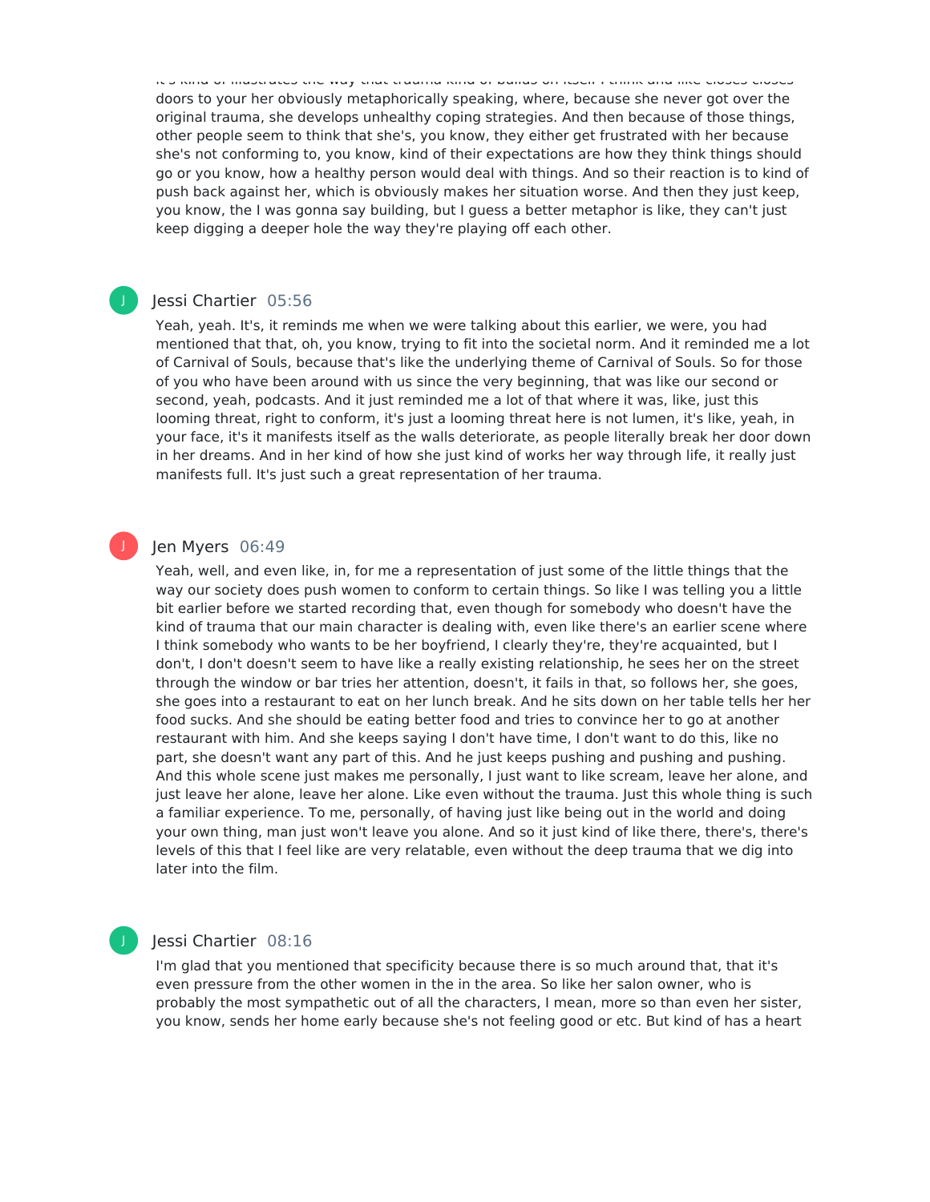it's kind of illustrates the way that trauma kind of builds on itself I think and like closes closes doors to your her obviously metaphorically speaking, where, because she never got over the original trauma, she develops unhealthy coping strategies. And then because of those things, other people seem to think that she's, you know, they either get frustrated with her because she's not conforming to, you know, kind of their expectations are how they think things should go or you know, how a healthy person would deal with things. And so their reaction is to kind of push back against her, which is obviously makes her situation worse. And then they just keep, you know, the I was gonna say building, but I guess a better metaphor is like, they can't just keep digging a deeper hole the way they're playing off each other.

**Jessi Chartier** 05:56

Yeah, yeah. It's, it reminds me when we were talking about this earlier, we were, you had mentioned that that, oh, you know, trying to fit into the societal norm. And it reminded me a lot of Carnival of Souls, because that's like the underlying theme of Carnival of Souls. So for those of you who have been around with us since the very beginning, that was like our second or second, yeah, podcasts. And it just reminded me a lot of that where it was, like, just this looming threat, right to conform, it's just a looming threat here is not lumen, it's like, yeah, in your face, it's it manifests itself as the walls deteriorate, as people literally break her door down in her dreams. And in her kind of how she just kind of works her way through life, it really just manifests full. It's just such a great representation of her trauma.

**Jen Myers** 06:49

Yeah, well, and even like, in, for me a representation of just some of the little things that the way our society does push women to conform to certain things. So like I was telling you a little bit earlier before we started recording that, even though for somebody who doesn't have the kind of trauma that our main character is dealing with, even like there's an earlier scene where I think somebody who wants to be her boyfriend, I clearly they're, they're acquainted, but I don't, I don't doesn't seem to have like a really existing relationship, he sees her on the street through the window or bar tries her attention, doesn't, it fails in that, so follows her, she goes, she goes into a restaurant to eat on her lunch break. And he sits down on her table tells her her food sucks. And she should be eating better food and tries to convince her to go at another restaurant with him. And she keeps saying I don't have time, I don't want to do this, like no part, she doesn't want any part of this. And he just keeps pushing and pushing and pushing. And this whole scene just makes me personally, I just want to like scream, leave her alone, and just leave her alone, leave her alone. Like even without the trauma. Just this whole thing is such a familiar experience. To me, personally, of having just like being out in the world and doing your own thing, man just won't leave you alone. And so it just kind of like there, there's, there's levels of this that I feel like are very relatable, even without the deep trauma that we dig into later into the film.

**Jessi Chartier** 08:16

I'm glad that you mentioned that specificity because there is so much around that, that it's even pressure from the other women in the in the area. So like her salon owner, who is probably the most sympathetic out of all the characters, I mean, more so than even her sister, you know, sends her home early because she's not feeling good or etc. But kind of has a heart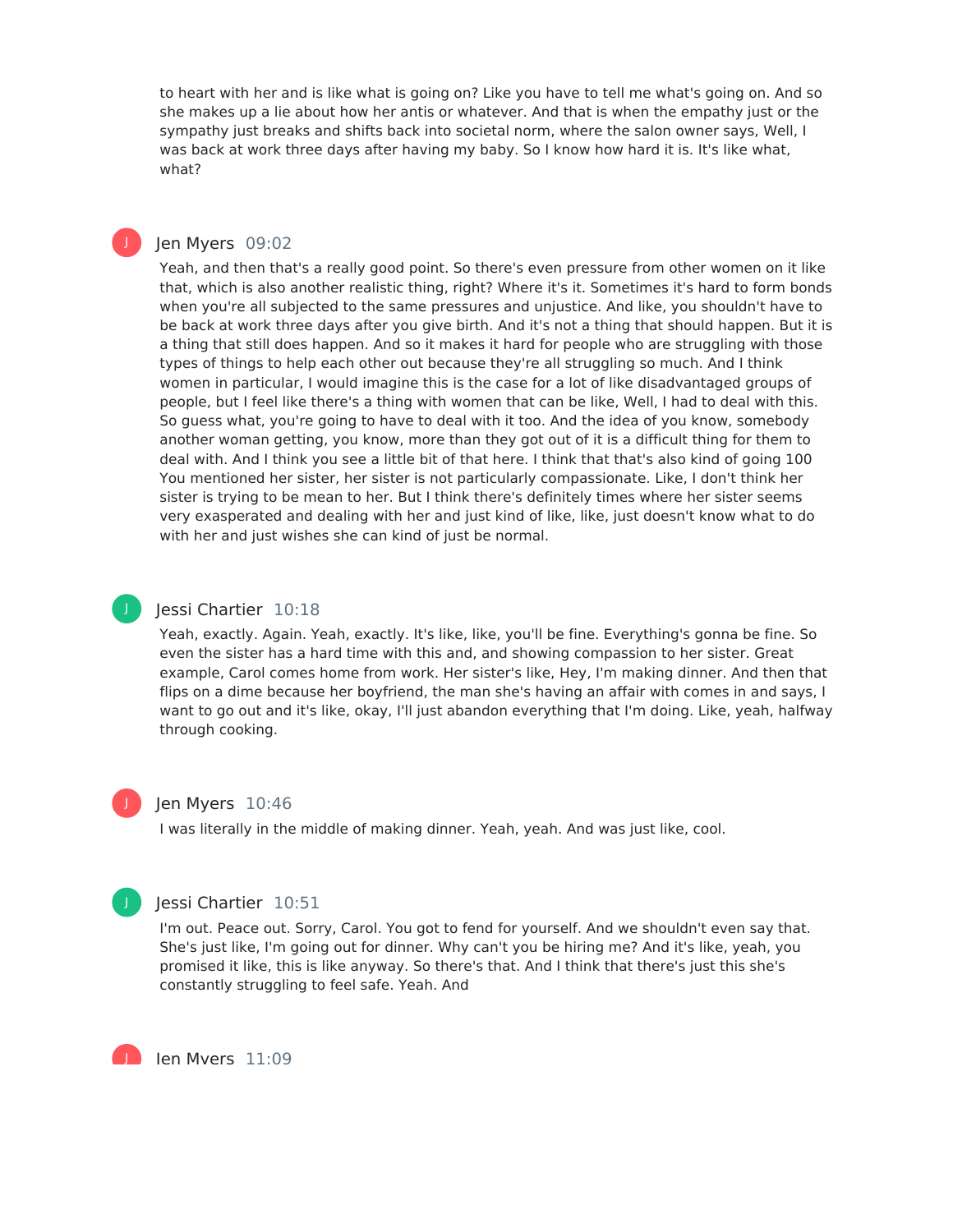to heart with her and is like what is going on? Like you have to tell me what's going on. And so she makes up a lie about how her antis or whatever. And that is when the empathy just or the sympathy just breaks and shifts back into societal norm, where the salon owner says, Well, I was back at work three days after having my baby. So I know how hard it is. It's like what, what?

**Jen Myers** 09:02

Yeah, and then that's a really good point. So there's even pressure from other women on it like that, which is also another realistic thing, right? Where it's it. Sometimes it's hard to form bonds when you're all subjected to the same pressures and unjustice. And like, you shouldn't have to be back at work three days after you give birth. And it's not a thing that should happen. But it is a thing that still does happen. And so it makes it hard for people who are struggling with those types of things to help each other out because they're all struggling so much. And I think women in particular, I would imagine this is the case for a lot of like disadvantaged groups of people, but I feel like there's a thing with women that can be like, Well, I had to deal with this. So guess what, you're going to have to deal with it too. And the idea of you know, somebody another woman getting, you know, more than they got out of it is a difficult thing for them to deal with. And I think you see a little bit of that here. I think that that's also kind of going 100 You mentioned her sister, her sister is not particularly compassionate. Like, I don't think her sister is trying to be mean to her. But I think there's definitely times where her sister seems very exasperated and dealing with her and just kind of like, like, just doesn't know what to do with her and just wishes she can kind of just be normal.

**Jessi Chartier** 10:18

Yeah, exactly. Again. Yeah, exactly. It's like, like, you'll be fine. Everything's gonna be fine. So even the sister has a hard time with this and, and showing compassion to her sister. Great example, Carol comes home from work. Her sister's like, Hey, I'm making dinner. And then that flips on a dime because her boyfriend, the man she's having an affair with comes in and says, I want to go out and it's like, okay, I'll just abandon everything that I'm doing. Like, yeah, halfway through cooking.

**Jen Myers** 10:46

I was literally in the middle of making dinner. Yeah, yeah. And was just like, cool.

**Jessi Chartier** 10:51

I'm out. Peace out. Sorry, Carol. You got to fend for yourself. And we shouldn't even say that. She's just like, I'm going out for dinner. Why can't you be hiring me? And it's like, yeah, you promised it like, this is like anyway. So there's that. And I think that there's just this she's constantly struggling to feel safe. Yeah. And

**Jen Myers** 11:09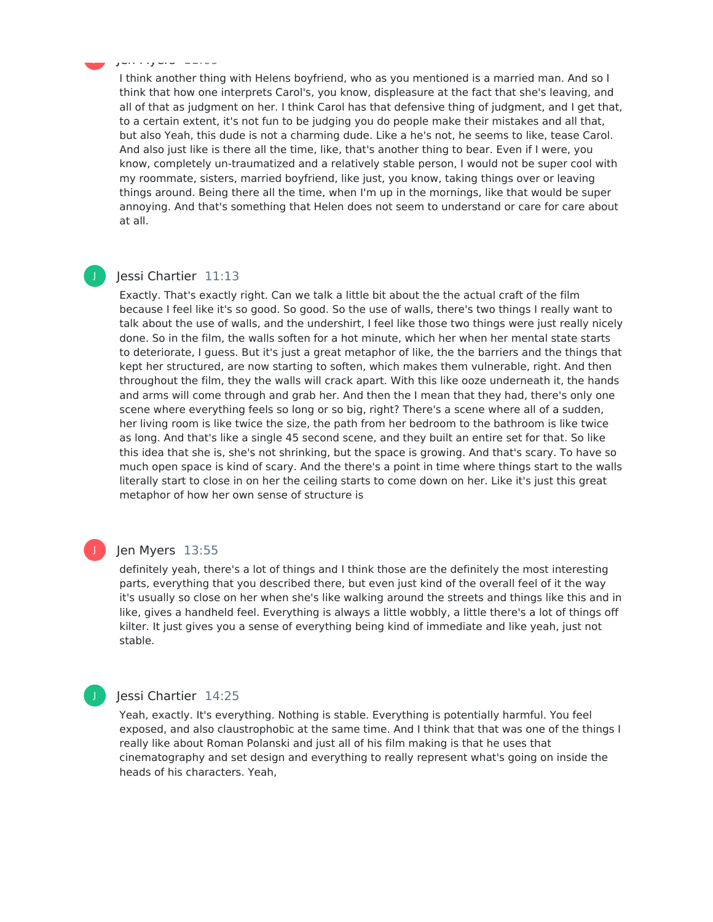I think another thing with Helens boyfriend, who as you mentioned is a married man. And so I think that how one interprets Carol's, you know, displeasure at the fact that she's leaving, and all of that as judgment on her. I think Carol has that defensive thing of judgment, and I get that, to a certain extent, it's not fun to be judging you do people make their mistakes and all that, but also Yeah, this dude is not a charming dude. Like a he's not, he seems to like, tease Carol. And also just like is there all the time, like, that's another thing to bear. Even if I were, you know, completely un-traumatized and a relatively stable person, I would not be super cool with my roommate, sisters, married boyfriend, like just, you know, taking things over or leaving things around. Being there all the time, when I'm up in the mornings, like that would be super annoying. And that's something that Helen does not seem to understand or care for care about at all.

**Jessi Chartier** 11:13

Exactly. That's exactly right. Can we talk a little bit about the the actual craft of the film because I feel like it's so good. So good. So the use of walls, there's two things I really want to talk about the use of walls, and the undershirt, I feel like those two things were just really nicely done. So in the film, the walls soften for a hot minute, which her when her mental state starts to deteriorate, I guess. But it's just a great metaphor of like, the the barriers and the things that kept her structured, are now starting to soften, which makes them vulnerable, right. And then throughout the film, they the walls will crack apart. With this like ooze underneath it, the hands and arms will come through and grab her. And then the I mean that they had, there's only one scene where everything feels so long or so big, right? There's a scene where all of a sudden, her living room is like twice the size, the path from her bedroom to the bathroom is like twice as long. And that's like a single 45 second scene, and they built an entire set for that. So like this idea that she is, she's not shrinking, but the space is growing. And that's scary. To have so much open space is kind of scary. And the there's a point in time where things start to the walls literally start to close in on her the ceiling starts to come down on her. Like it's just this great metaphor of how her own sense of structure is

**Jen Myers** 13:55

definitely yeah, there's a lot of things and I think those are the definitely the most interesting parts, everything that you described there, but even just kind of the overall feel of it the way it's usually so close on her when she's like walking around the streets and things like this and in like, gives a handheld feel. Everything is always a little wobbly, a little there's a lot of things off kilter. It just gives you a sense of everything being kind of immediate and like yeah, just not stable.

**Jessi Chartier** 14:25

Yeah, exactly. It's everything. Nothing is stable. Everything is potentially harmful. You feel exposed, and also claustrophobic at the same time. And I think that that was one of the things I really like about Roman Polanski and just all of his film making is that he uses that cinematography and set design and everything to really represent what's going on inside the heads of his characters. Yeah,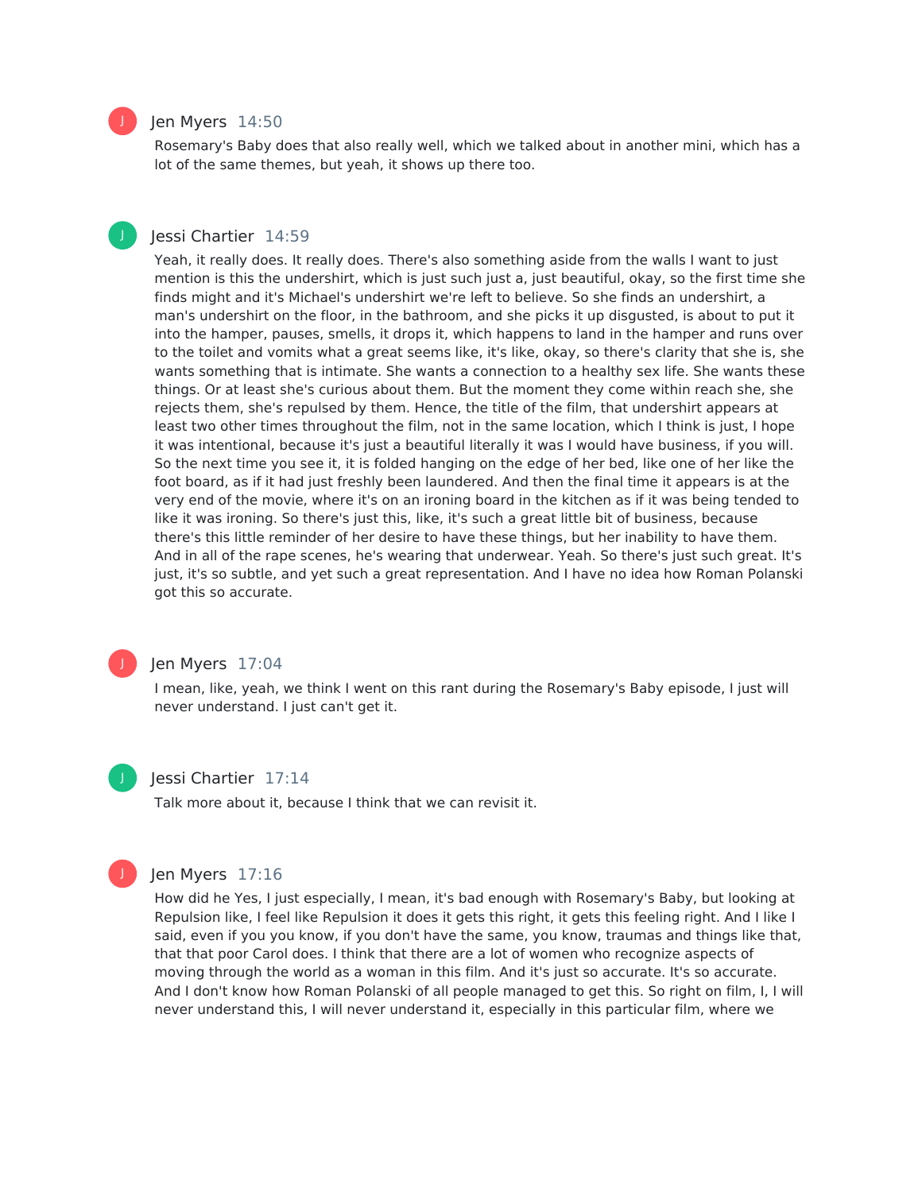**Jen Myers** 14:50

Rosemary's Baby does that also really well, which we talked about in another mini, which has a lot of the same themes, but yeah, it shows up there too.

**Jessi Chartier** 14:59

Yeah, it really does. It really does. There's also something aside from the walls I want to just mention is this the undershirt, which is just such just a, just beautiful, okay, so the first time she finds might and it's Michael's undershirt we're left to believe. So she finds an undershirt, a man's undershirt on the floor, in the bathroom, and she picks it up disgusted, is about to put it into the hamper, pauses, smells, it drops it, which happens to land in the hamper and runs over to the toilet and vomits what a great seems like, it's like, okay, so there's clarity that she is, she wants something that is intimate. She wants a connection to a healthy sex life. She wants these things. Or at least she's curious about them. But the moment they come within reach she, she rejects them, she's repulsed by them. Hence, the title of the film, that undershirt appears at least two other times throughout the film, not in the same location, which I think is just, I hope it was intentional, because it's just a beautiful literally it was I would have business, if you will. So the next time you see it, it is folded hanging on the edge of her bed, like one of her like the foot board, as if it had just freshly been laundered. And then the final time it appears is at the very end of the movie, where it's on an ironing board in the kitchen as if it was being tended to like it was ironing. So there's just this, like, it's such a great little bit of business, because there's this little reminder of her desire to have these things, but her inability to have them. And in all of the rape scenes, he's wearing that underwear. Yeah. So there's just such great. It's just, it's so subtle, and yet such a great representation. And I have no idea how Roman Polanski got this so accurate.

**Jen Myers** 17:04

I mean, like, yeah, we think I went on this rant during the Rosemary's Baby episode, I just will never understand. I just can't get it.

**Jessi Chartier** 17:14

Talk more about it, because I think that we can revisit it.

**Jen Myers** 17:16

How did he Yes, I just especially, I mean, it's bad enough with Rosemary's Baby, but looking at Repulsion like, I feel like Repulsion it does it gets this right, it gets this feeling right. And I like I said, even if you you know, if you don't have the same, you know, traumas and things like that, that that poor Carol does. I think that there are a lot of women who recognize aspects of moving through the world as a woman in this film. And it's just so accurate. It's so accurate. And I don't know how Roman Polanski of all people managed to get this. So right on film, I, I will never understand this, I will never understand it, especially in this particular film, where we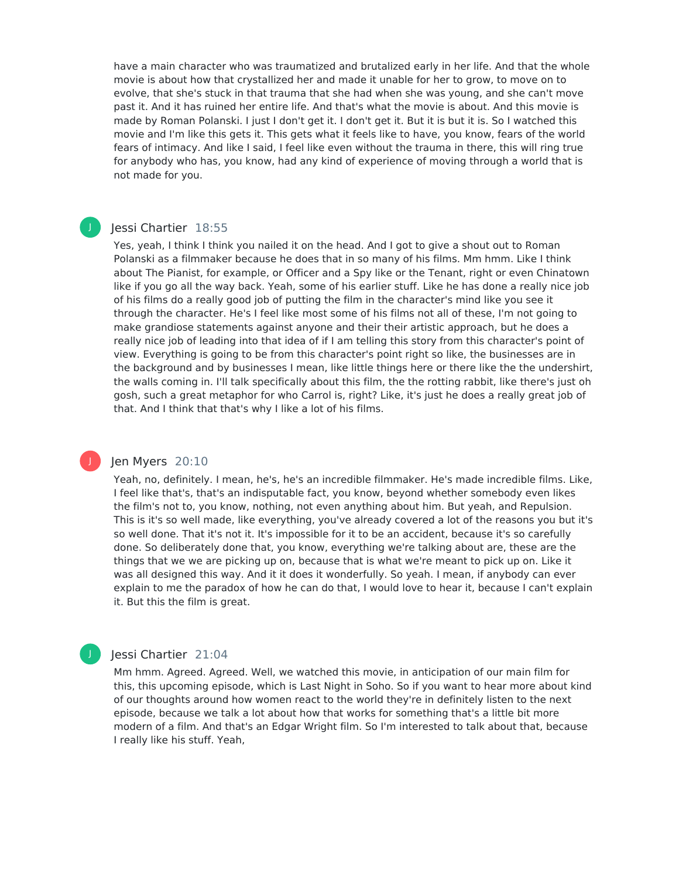have a main character who was traumatized and brutalized early in her life. And that the whole movie is about how that crystallized her and made it unable for her to grow, to move on to evolve, that she's stuck in that trauma that she had when she was young, and she can't move past it. And it has ruined her entire life. And that's what the movie is about. And this movie is made by Roman Polanski. I just I don't get it. I don't get it. But it is but it is. So I watched this movie and I'm like this gets it. This gets what it feels like to have, you know, fears of the world fears of intimacy. And like I said, I feel like even without the trauma in there, this will ring true for anybody who has, you know, had any kind of experience of moving through a world that is not made for you.

**Jessi Chartier** 18:55

Yes, yeah, I think I think you nailed it on the head. And I got to give a shout out to Roman Polanski as a filmmaker because he does that in so many of his films. Mm hmm. Like I think about The Pianist, for example, or Officer and a Spy like or the Tenant, right or even Chinatown like if you go all the way back. Yeah, some of his earlier stuff. Like he has done a really nice job of his films do a really good job of putting the film in the character's mind like you see it through the character. He's I feel like most some of his films not all of these, I'm not going to make grandiose statements against anyone and their their artistic approach, but he does a really nice job of leading into that idea of if I am telling this story from this character's point of view. Everything is going to be from this character's point right so like, the businesses are in the background and by businesses I mean, like little things here or there like the the undershirt, the walls coming in. I'll talk specifically about this film, the the rotting rabbit, like there's just oh gosh, such a great metaphor for who Carrol is, right? Like, it's just he does a really great job of that. And I think that that's why I like a lot of his films.

**Jen Myers** 20:10

Yeah, no, definitely. I mean, he's, he's an incredible filmmaker. He's made incredible films. Like, I feel like that's, that's an indisputable fact, you know, beyond whether somebody even likes the film's not to, you know, nothing, not even anything about him. But yeah, and Repulsion. This is it's so well made, like everything, you've already covered a lot of the reasons you but it's so well done. That it's not it. It's impossible for it to be an accident, because it's so carefully done. So deliberately done that, you know, everything we're talking about are, these are the things that we we are picking up on, because that is what we're meant to pick up on. Like it was all designed this way. And it it does it wonderfully. So yeah. I mean, if anybody can ever explain to me the paradox of how he can do that, I would love to hear it, because I can't explain it. But this the film is great.

**Jessi Chartier** 21:04

Mm hmm. Agreed. Agreed. Well, we watched this movie, in anticipation of our main film for this, this upcoming episode, which is Last Night in Soho. So if you want to hear more about kind of our thoughts around how women react to the world they're in definitely listen to the next episode, because we talk a lot about how that works for something that's a little bit more modern of a film. And that's an Edgar Wright film. So I'm interested to talk about that, because I really like his stuff. Yeah,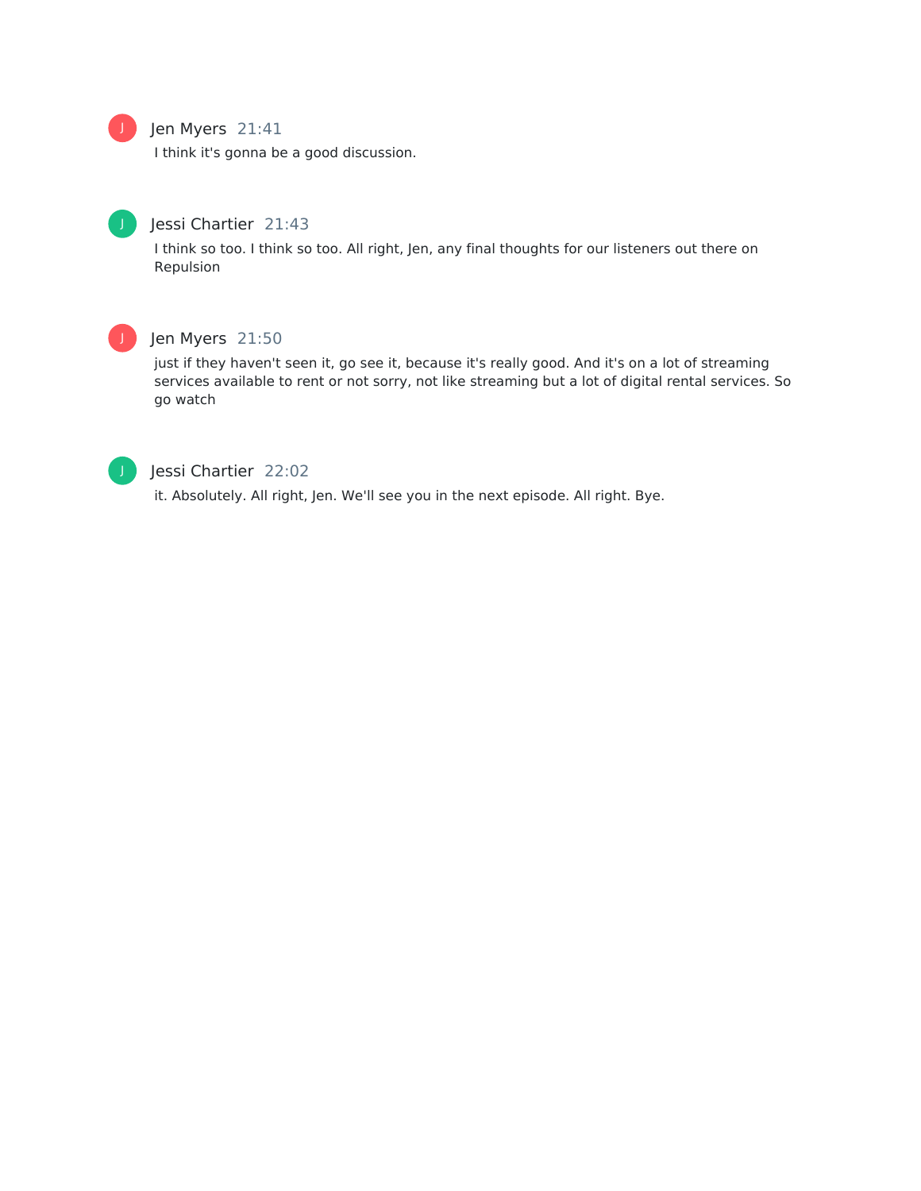Jen Myers 21:41

I think it's gonna be a good discussion.

Jessi Chartier 21:43

I think so too. I think so too. All right, Jen, any final thoughts for our listeners out there on Repulsion

Jen Myers 21:50

just if they haven't seen it, go see it, because it's really good. And it's on a lot of streaming services available to rent or not sorry, not like streaming but a lot of digital rental services. So go watch

Jessi Chartier 22:02

it. Absolutely. All right, Jen. We'll see you in the next episode. All right. Bye.